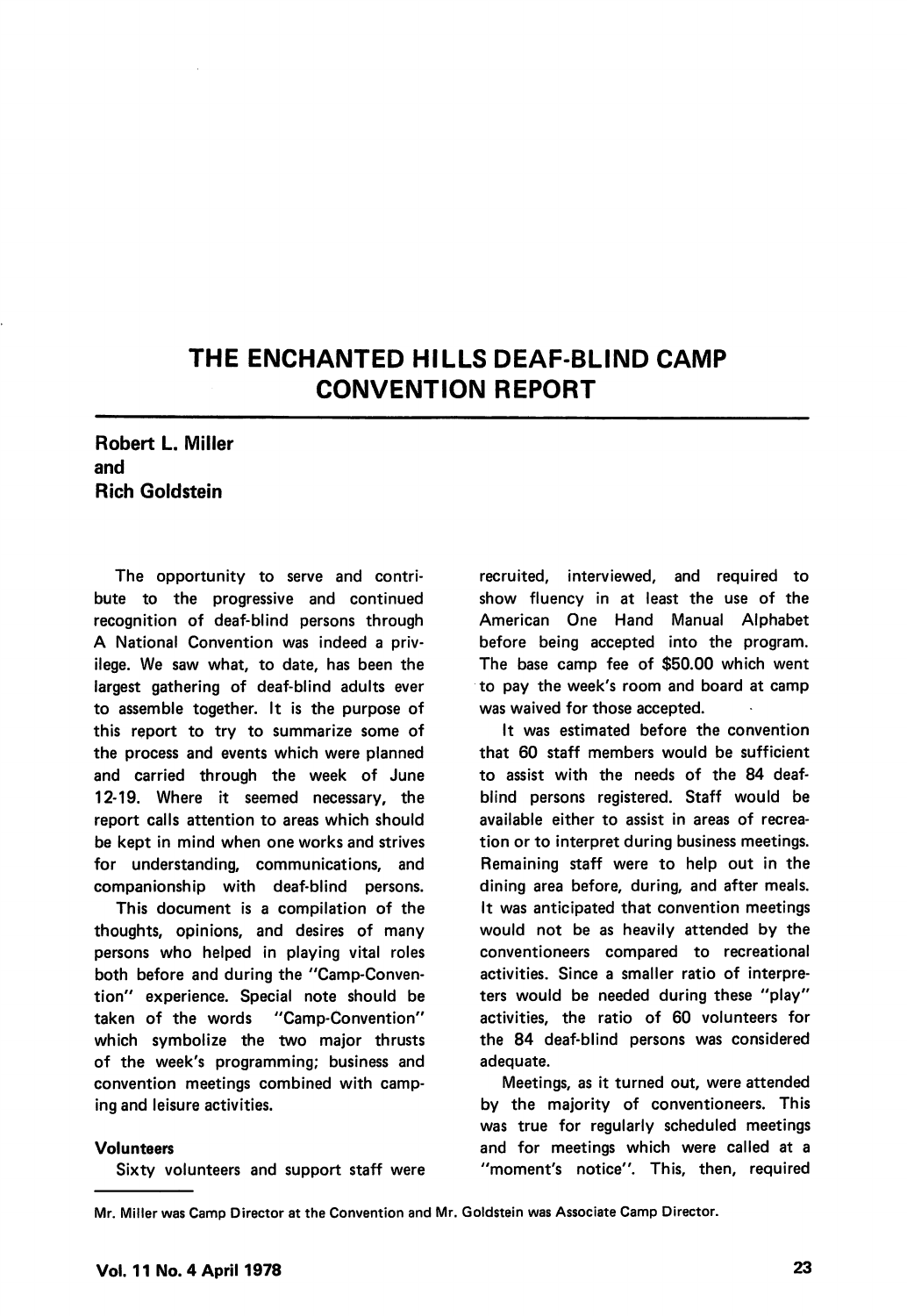# THE ENCHANTED HILLS DEAF-BLIND CAMP CONVENTION REPORT

**Robert L. Miller**
**and**
**Rich Goldstein**

The opportunity to serve and contribute to the progressive and continued recognition of deaf-blind persons through A National Convention was indeed a privilege. We saw what, to date, has been the largest gathering of deaf-blind adults ever to assemble together. It is the purpose of this report to try to summarize some of the process and events which were planned and carried through the week of June 12-19. Where it seemed necessary, the report calls attention to areas which should be kept in mind when one works and strives for understanding, communications, and companionship with deaf-blind persons.

This document is a compilation of the thoughts, opinions, and desires of many persons who helped in playing vital roles both before and during the "Camp-Convention" experience. Special note should be taken of the words "Camp-Convention" which symbolize the two major thrusts of the week's programming; business and convention meetings combined with camping and leisure activities.

#### Volunteers

Sixty volunteers and support staff were recruited, interviewed, and required to show fluency in at least the use of the American One Hand Manual Alphabet before being accepted into the program. The base camp fee of $50.00 which went to pay the week's room and board at camp was waived for those accepted.

It was estimated before the convention that 60 staff members would be sufficient to assist with the needs of the 84 deaf-blind persons registered. Staff would be available either to assist in areas of recreation or to interpret during business meetings. Remaining staff were to help out in the dining area before, during, and after meals. It was anticipated that convention meetings would not be as heavily attended by the conventioneers compared to recreational activities. Since a smaller ratio of interpreters would be needed during these "play" activities, the ratio of 60 volunteers for the 84 deaf-blind persons was considered adequate.

Meetings, as it turned out, were attended by the majority of conventioneers. This was true for regularly scheduled meetings and for meetings which were called at a "moment's notice". This, then, required

---

Mr. Miller was Camp Director at the Convention and Mr. Goldstein was Associate Camp Director.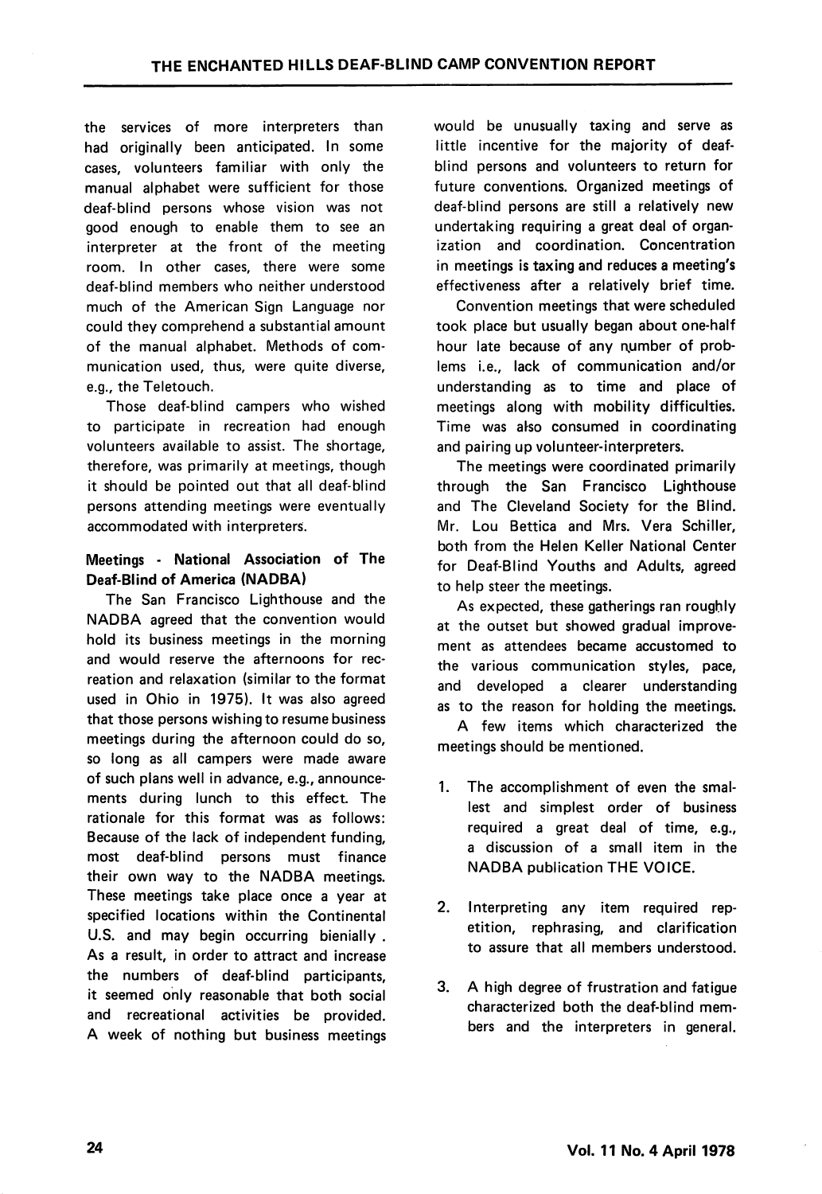the services of more interpreters than had originally been anticipated. In some cases, volunteers familiar with only the manual alphabet were sufficient for those deaf-blind persons whose vision was not good enough to enable them to see an interpreter at the front of the meeting room. In other cases, there were some deaf-blind members who neither understood much of the American Sign Language nor could they comprehend a substantial amount of the manual alphabet. Methods of communication used, thus, were quite diverse, e.g., the Teletouch.

Those deaf-blind campers who wished to participate in recreation had enough volunteers available to assist. The shortage, therefore, was primarily at meetings, though it should be pointed out that all deaf-blind persons attending meetings were eventually accommodated with interpreters.

**Meetings - National Association of The Deaf-Blind of America (NADBA)**

The San Francisco Lighthouse and the NADBA agreed that the convention would hold its business meetings in the morning and would reserve the afternoons for recreation and relaxation (similar to the format used in Ohio in 1975). It was also agreed that those persons wishing to resume business meetings during the afternoon could do so, so long as all campers were made aware of such plans well in advance, e.g., announcements during lunch to this effect. The rationale for this format was as follows: Because of the lack of independent funding, most deaf-blind persons must finance their own way to the NADBA meetings. These meetings take place once a year at specified locations within the Continental U.S. and may begin occurring bienially . As a result, in order to attract and increase the numbers of deaf-blind participants, it seemed only reasonable that both social and recreational activities be provided. A week of nothing but business meetings would be unusually taxing and serve as little incentive for the majority of deaf-blind persons and volunteers to return for future conventions. Organized meetings of deaf-blind persons are still a relatively new undertaking requiring a great deal of organization and coordination. Concentration in meetings is taxing and reduces a meeting's effectiveness after a relatively brief time.

Convention meetings that were scheduled took place but usually began about one-half hour late because of any number of problems i.e., lack of communication and/or understanding as to time and place of meetings along with mobility difficulties. Time was also consumed in coordinating and pairing up volunteer-interpreters.

The meetings were coordinated primarily through the San Francisco Lighthouse and The Cleveland Society for the Blind. Mr. Lou Bettica and Mrs. Vera Schiller, both from the Helen Keller National Center for Deaf-Blind Youths and Adults, agreed to help steer the meetings.

As expected, these gatherings ran roughly at the outset but showed gradual improvement as attendees became accustomed to the various communication styles, pace, and developed a clearer understanding as to the reason for holding the meetings.

A few items which characterized the meetings should be mentioned.

1. The accomplishment of even the smallest and simplest order of business required a great deal of time, e.g., a discussion of a small item in the NADBA publication THE VOICE.

2. Interpreting any item required repetition, rephrasing, and clarification to assure that all members understood.

3. A high degree of frustration and fatigue characterized both the deaf-blind members and the interpreters in general.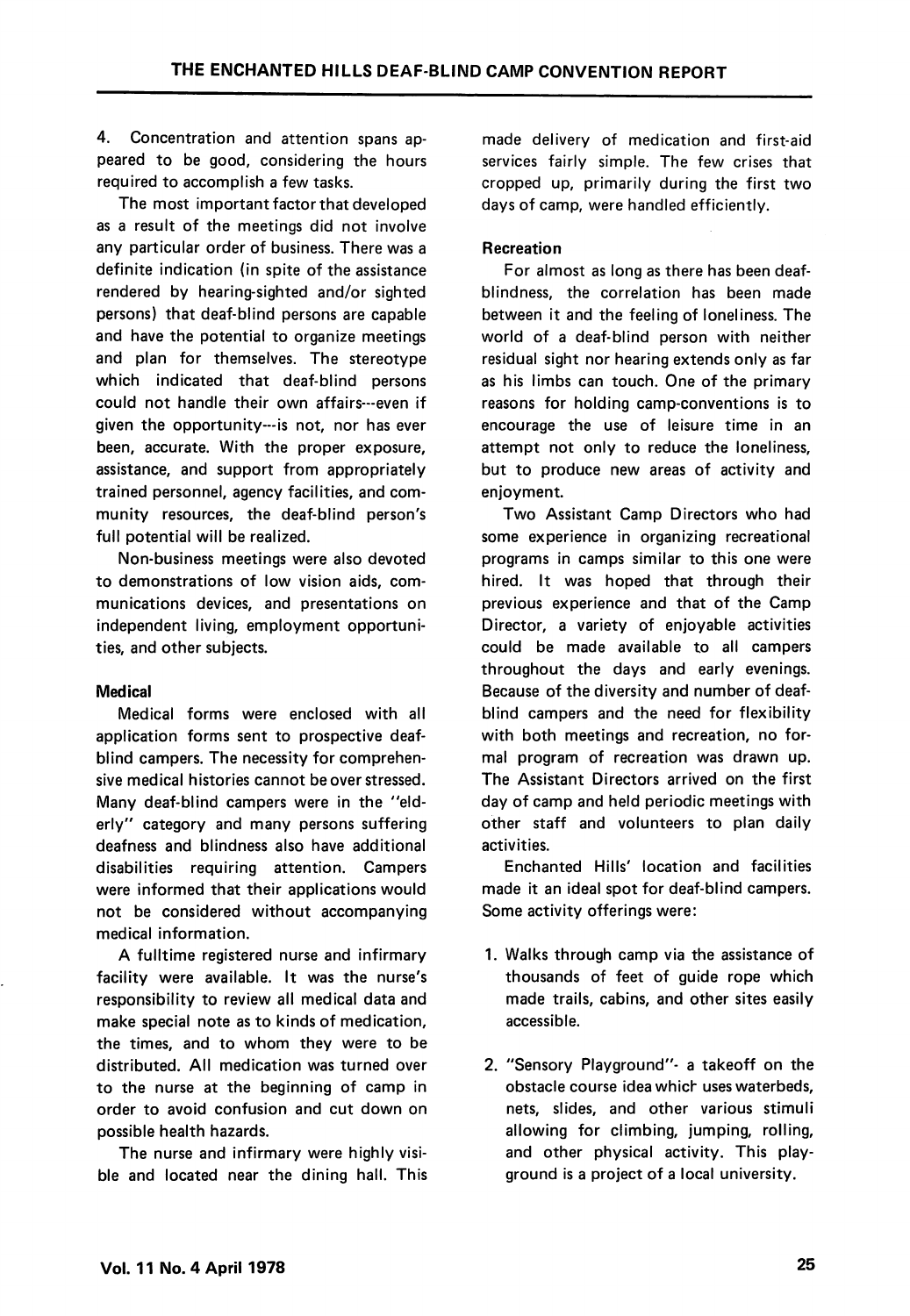4. Concentration and attention spans appeared to be good, considering the hours required to accomplish a few tasks.

The most important factor that developed as a result of the meetings did not involve any particular order of business. There was a definite indication (in spite of the assistance rendered by hearing-sighted and/or sighted persons) that deaf-blind persons are capable and have the potential to organize meetings and plan for themselves. The stereotype which indicated that deaf-blind persons could not handle their own affairs---even if given the opportunity---is not, nor has ever been, accurate. With the proper exposure, assistance, and support from appropriately trained personnel, agency facilities, and community resources, the deaf-blind person's full potential will be realized.

Non-business meetings were also devoted to demonstrations of low vision aids, communications devices, and presentations on independent living, employment opportunities, and other subjects.

**Medical**

Medical forms were enclosed with all application forms sent to prospective deaf-blind campers. The necessity for comprehensive medical histories cannot be over stressed. Many deaf-blind campers were in the "elderly" category and many persons suffering deafness and blindness also have additional disabilities requiring attention. Campers were informed that their applications would not be considered without accompanying medical information.

A fulltime registered nurse and infirmary facility were available. It was the nurse's responsibility to review all medical data and make special note as to kinds of medication, the times, and to whom they were to be distributed. All medication was turned over to the nurse at the beginning of camp in order to avoid confusion and cut down on possible health hazards.

The nurse and infirmary were highly visible and located near the dining hall. This made delivery of medication and first-aid services fairly simple. The few crises that cropped up, primarily during the first two days of camp, were handled efficiently.

**Recreation**

For almost as long as there has been deaf-blindness, the correlation has been made between it and the feeling of loneliness. The world of a deaf-blind person with neither residual sight nor hearing extends only as far as his limbs can touch. One of the primary reasons for holding camp-conventions is to encourage the use of leisure time in an attempt not only to reduce the loneliness, but to produce new areas of activity and enjoyment.

Two Assistant Camp Directors who had some experience in organizing recreational programs in camps similar to this one were hired. It was hoped that through their previous experience and that of the Camp Director, a variety of enjoyable activities could be made available to all campers throughout the days and early evenings. Because of the diversity and number of deaf-blind campers and the need for flexibility with both meetings and recreation, no formal program of recreation was drawn up. The Assistant Directors arrived on the first day of camp and held periodic meetings with other staff and volunteers to plan daily activities.

Enchanted Hills' location and facilities made it an ideal spot for deaf-blind campers. Some activity offerings were:

1. Walks through camp via the assistance of thousands of feet of guide rope which made trails, cabins, and other sites easily accessible.

2. "Sensory Playground"- a takeoff on the obstacle course idea which uses waterbeds, nets, slides, and other various stimuli allowing for climbing, jumping, rolling, and other physical activity. This playground is a project of a local university.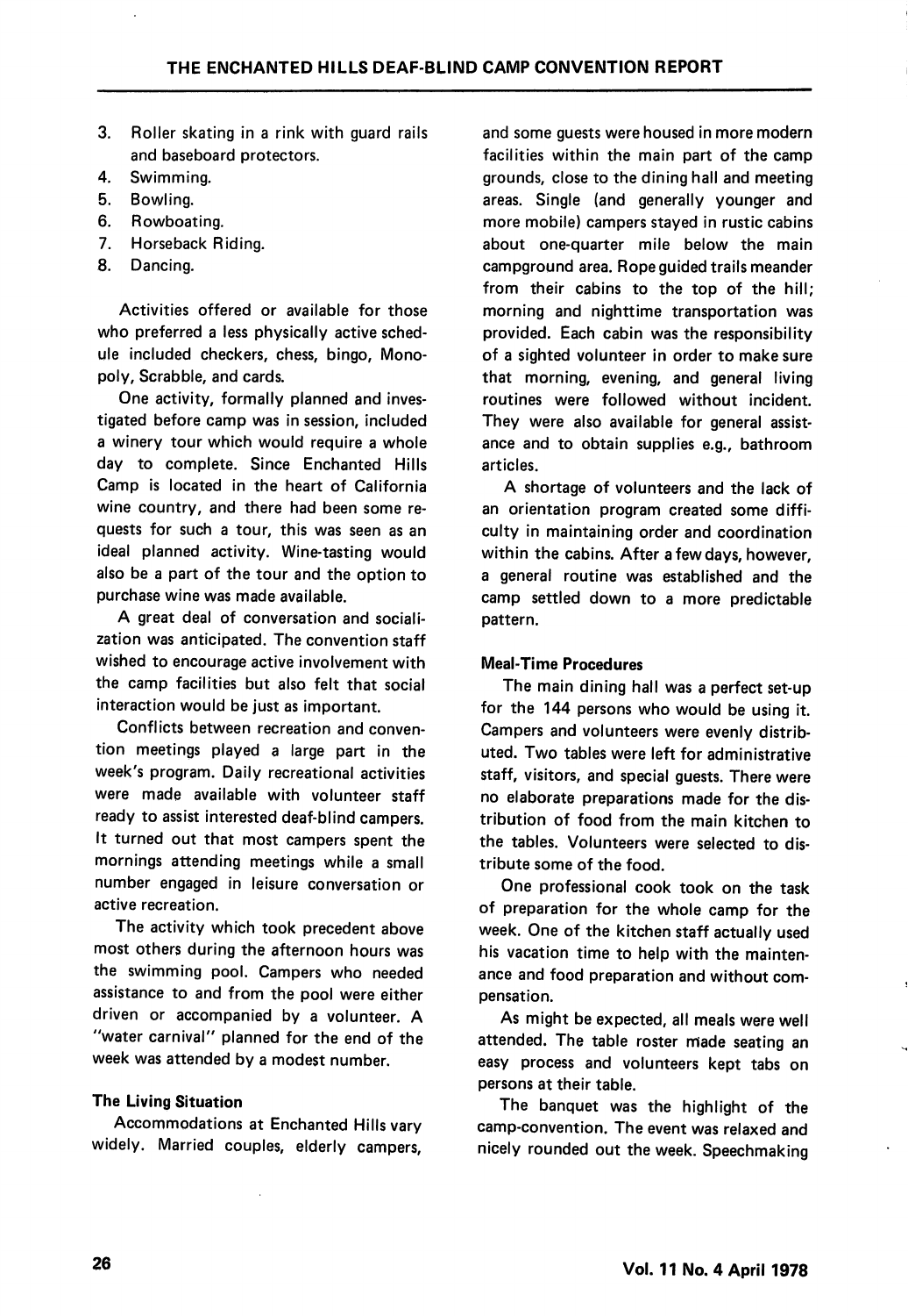3. Roller skating in a rink with guard rails and baseboard protectors.
4. Swimming.
5. Bowling.
6. Rowboating.
7. Horseback Riding.
8. Dancing.

Activities offered or available for those who preferred a less physically active schedule included checkers, chess, bingo, Monopoly, Scrabble, and cards.

One activity, formally planned and investigated before camp was in session, included a winery tour which would require a whole day to complete. Since Enchanted Hills Camp is located in the heart of California wine country, and there had been some requests for such a tour, this was seen as an ideal planned activity. Wine-tasting would also be a part of the tour and the option to purchase wine was made available.

A great deal of conversation and socialization was anticipated. The convention staff wished to encourage active involvement with the camp facilities but also felt that social interaction would be just as important.

Conflicts between recreation and convention meetings played a large part in the week's program. Daily recreational activities were made available with volunteer staff ready to assist interested deaf-blind campers. It turned out that most campers spent the mornings attending meetings while a small number engaged in leisure conversation or active recreation.

The activity which took precedent above most others during the afternoon hours was the swimming pool. Campers who needed assistance to and from the pool were either driven or accompanied by a volunteer. A "water carnival" planned for the end of the week was attended by a modest number.

#### The Living Situation

Accommodations at Enchanted Hills vary widely. Married couples, elderly campers, and some guests were housed in more modern facilities within the main part of the camp grounds, close to the dining hall and meeting areas. Single (and generally younger and more mobile) campers stayed in rustic cabins about one-quarter mile below the main campground area. Rope guided trails meander from their cabins to the top of the hill; morning and nighttime transportation was provided. Each cabin was the responsibility of a sighted volunteer in order to make sure that morning, evening, and general living routines were followed without incident. They were also available for general assistance and to obtain supplies e.g., bathroom articles.

A shortage of volunteers and the lack of an orientation program created some difficulty in maintaining order and coordination within the cabins. After a few days, however, a general routine was established and the camp settled down to a more predictable pattern.

#### Meal-Time Procedures

The main dining hall was a perfect set-up for the 144 persons who would be using it. Campers and volunteers were evenly distributed. Two tables were left for administrative staff, visitors, and special guests. There were no elaborate preparations made for the distribution of food from the main kitchen to the tables. Volunteers were selected to distribute some of the food.

One professional cook took on the task of preparation for the whole camp for the week. One of the kitchen staff actually used his vacation time to help with the maintenance and food preparation and without compensation.

As might be expected, all meals were well attended. The table roster made seating an easy process and volunteers kept tabs on persons at their table.

The banquet was the highlight of the camp-convention. The event was relaxed and nicely rounded out the week. Speechmaking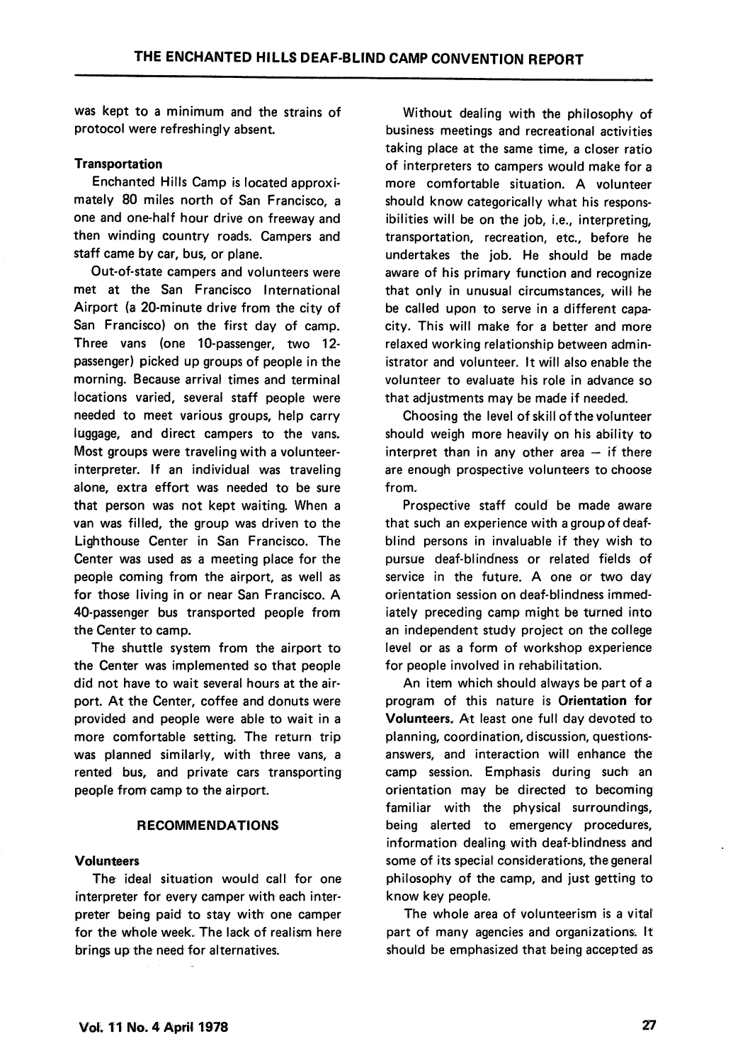was kept to a minimum and the strains of protocol were refreshingly absent.

**Transportation**

Enchanted Hills Camp is located approximately 80 miles north of San Francisco, a one and one-half hour drive on freeway and then winding country roads. Campers and staff came by car, bus, or plane.

Out-of-state campers and volunteers were met at the San Francisco International Airport (a 20-minute drive from the city of San Francisco) on the first day of camp. Three vans (one 10-passenger, two 12-passenger) picked up groups of people in the morning. Because arrival times and terminal locations varied, several staff people were needed to meet various groups, help carry luggage, and direct campers to the vans. Most groups were traveling with a volunteer-interpreter. If an individual was traveling alone, extra effort was needed to be sure that person was not kept waiting. When a van was filled, the group was driven to the Lighthouse Center in San Francisco. The Center was used as a meeting place for the people coming from the airport, as well as for those living in or near San Francisco. A 40-passenger bus transported people from the Center to camp.

The shuttle system from the airport to the Center was implemented so that people did not have to wait several hours at the airport. At the Center, coffee and donuts were provided and people were able to wait in a more comfortable setting. The return trip was planned similarly, with three vans, a rented bus, and private cars transporting people from camp to the airport.

## RECOMMENDATIONS

**Volunteers**

The ideal situation would call for one interpreter for every camper with each interpreter being paid to stay with one camper for the whole week. The lack of realism here brings up the need for alternatives.

Without dealing with the philosophy of business meetings and recreational activities taking place at the same time, a closer ratio of interpreters to campers would make for a more comfortable situation. A volunteer should know categorically what his responsibilities will be on the job, i.e., interpreting, transportation, recreation, etc., before he undertakes the job. He should be made aware of his primary function and recognize that only in unusual circumstances, will he be called upon to serve in a different capacity. This will make for a better and more relaxed working relationship between administrator and volunteer. It will also enable the volunteer to evaluate his role in advance so that adjustments may be made if needed.

Choosing the level of skill of the volunteer should weigh more heavily on his ability to interpret than in any other area — if there are enough prospective volunteers to choose from.

Prospective staff could be made aware that such an experience with a group of deaf-blind persons in invaluable if they wish to pursue deaf-blindness or related fields of service in the future. A one or two day orientation session on deaf-blindness immediately preceding camp might be turned into an independent study project on the college level or as a form of workshop experience for people involved in rehabilitation.

An item which should always be part of a program of this nature is **Orientation for Volunteers.** At least one full day devoted to planning, coordination, discussion, questions-answers, and interaction will enhance the camp session. Emphasis during such an orientation may be directed to becoming familiar with the physical surroundings, being alerted to emergency procedures, information dealing with deaf-blindness and some of its special considerations, the general philosophy of the camp, and just getting to know key people.

The whole area of volunteerism is a vital part of many agencies and organizations. It should be emphasized that being accepted as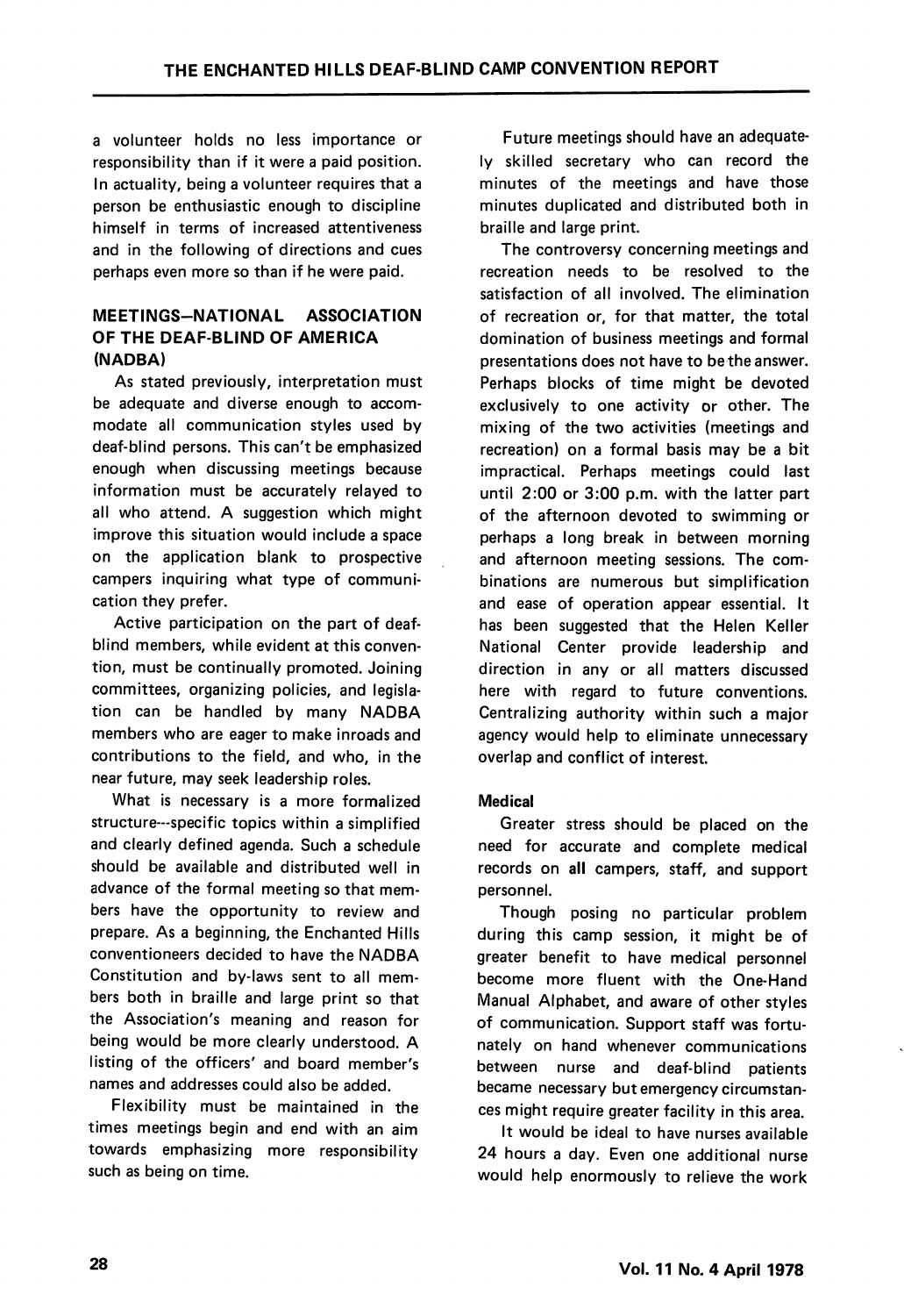a volunteer holds no less importance or responsibility than if it were a paid position. In actuality, being a volunteer requires that a person be enthusiastic enough to discipline himself in terms of increased attentiveness and in the following of directions and cues perhaps even more so than if he were paid.

### MEETINGS—NATIONAL ASSOCIATION OF THE DEAF-BLIND OF AMERICA (NADBA)

As stated previously, interpretation must be adequate and diverse enough to accommodate all communication styles used by deaf-blind persons. This can't be emphasized enough when discussing meetings because information must be accurately relayed to all who attend. A suggestion which might improve this situation would include a space on the application blank to prospective campers inquiring what type of communication they prefer.

Active participation on the part of deaf-blind members, while evident at this convention, must be continually promoted. Joining committees, organizing policies, and legislation can be handled by many NADBA members who are eager to make inroads and contributions to the field, and who, in the near future, may seek leadership roles.

What is necessary is a more formalized structure---specific topics within a simplified and clearly defined agenda. Such a schedule should be available and distributed well in advance of the formal meeting so that members have the opportunity to review and prepare. As a beginning, the Enchanted Hills conventioneers decided to have the NADBA Constitution and by-laws sent to all members both in braille and large print so that the Association's meaning and reason for being would be more clearly understood. A listing of the officers' and board member's names and addresses could also be added.

Flexibility must be maintained in the times meetings begin and end with an aim towards emphasizing more responsibility such as being on time.

Future meetings should have an adequately skilled secretary who can record the minutes of the meetings and have those minutes duplicated and distributed both in braille and large print.

The controversy concerning meetings and recreation needs to be resolved to the satisfaction of all involved. The elimination of recreation or, for that matter, the total domination of business meetings and formal presentations does not have to be the answer. Perhaps blocks of time might be devoted exclusively to one activity or other. The mixing of the two activities (meetings and recreation) on a formal basis may be a bit impractical. Perhaps meetings could last until 2:00 or 3:00 p.m. with the latter part of the afternoon devoted to swimming or perhaps a long break in between morning and afternoon meeting sessions. The combinations are numerous but simplification and ease of operation appear essential. It has been suggested that the Helen Keller National Center provide leadership and direction in any or all matters discussed here with regard to future conventions. Centralizing authority within such a major agency would help to eliminate unnecessary overlap and conflict of interest.

#### Medical

Greater stress should be placed on the need for accurate and complete medical records on **all** campers, staff, and support personnel.

Though posing no particular problem during this camp session, it might be of greater benefit to have medical personnel become more fluent with the One-Hand Manual Alphabet, and aware of other styles of communication. Support staff was fortunately on hand whenever communications between nurse and deaf-blind patients became necessary but emergency circumstances might require greater facility in this area.

It would be ideal to have nurses available 24 hours a day. Even one additional nurse would help enormously to relieve the work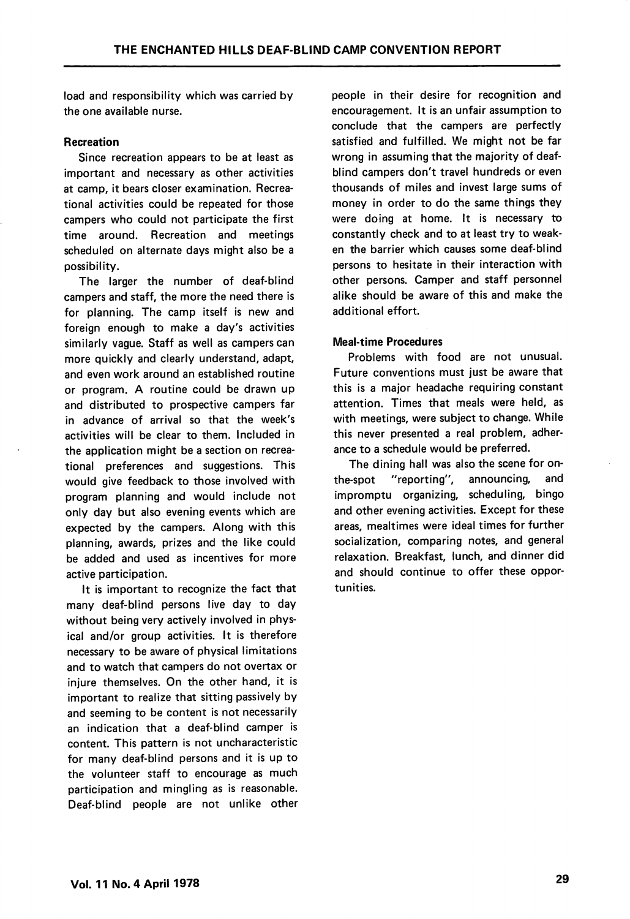load and responsibility which was carried by the one available nurse.

### Recreation

Since recreation appears to be at least as important and necessary as other activities at camp, it bears closer examination. Recreational activities could be repeated for those campers who could not participate the first time around. Recreation and meetings scheduled on alternate days might also be a possibility.

The larger the number of deaf-blind campers and staff, the more the need there is for planning. The camp itself is new and foreign enough to make a day's activities similarly vague. Staff as well as campers can more quickly and clearly understand, adapt, and even work around an established routine or program. A routine could be drawn up and distributed to prospective campers far in advance of arrival so that the week's activities will be clear to them. Included in the application might be a section on recreational preferences and suggestions. This would give feedback to those involved with program planning and would include not only day but also evening events which are expected by the campers. Along with this planning, awards, prizes and the like could be added and used as incentives for more active participation.

It is important to recognize the fact that many deaf-blind persons live day to day without being very actively involved in physical and/or group activities. It is therefore necessary to be aware of physical limitations and to watch that campers do not overtax or injure themselves. On the other hand, it is important to realize that sitting passively by and seeming to be content is not necessarily an indication that a deaf-blind camper is content. This pattern is not uncharacteristic for many deaf-blind persons and it is up to the volunteer staff to encourage as much participation and mingling as is reasonable. Deaf-blind people are not unlike other people in their desire for recognition and encouragement. It is an unfair assumption to conclude that the campers are perfectly satisfied and fulfilled. We might not be far wrong in assuming that the majority of deaf-blind campers don't travel hundreds or even thousands of miles and invest large sums of money in order to do the same things they were doing at home. It is necessary to constantly check and to at least try to weaken the barrier which causes some deaf-blind persons to hesitate in their interaction with other persons. Camper and staff personnel alike should be aware of this and make the additional effort.

### Meal-time Procedures

Problems with food are not unusual. Future conventions must just be aware that this is a major headache requiring constant attention. Times that meals were held, as with meetings, were subject to change. While this never presented a real problem, adherance to a schedule would be preferred.

The dining hall was also the scene for on-the-spot "reporting", announcing, and impromptu organizing, scheduling, bingo and other evening activities. Except for these areas, mealtimes were ideal times for further socialization, comparing notes, and general relaxation. Breakfast, lunch, and dinner did and should continue to offer these opportunities.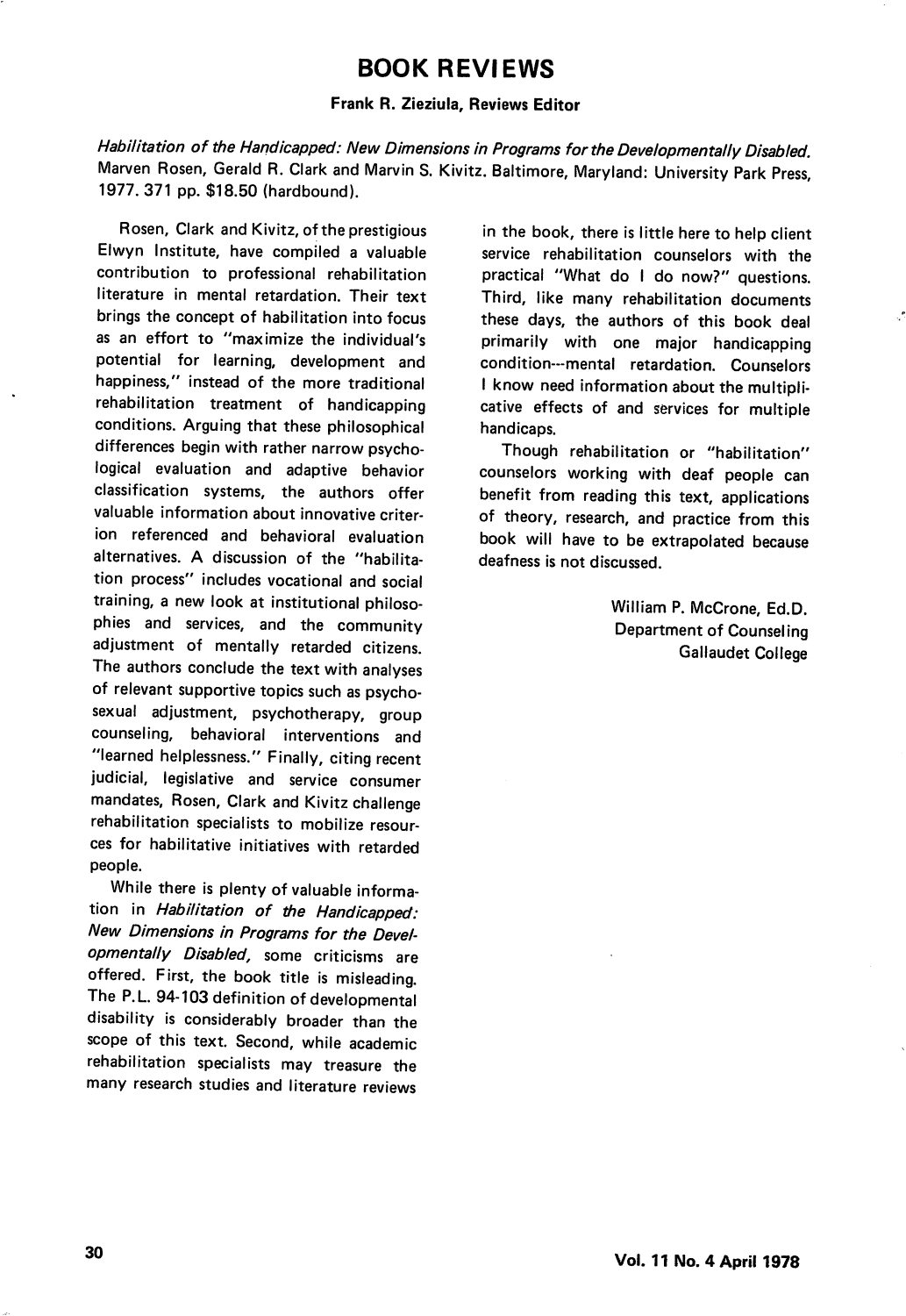# BOOK REVIEWS

**Frank R. Zieziula, Reviews Editor**

*Habilitation of the Handicapped: New Dimensions in Programs for the Developmentally Disabled.* Marven Rosen, Gerald R. Clark and Marvin S. Kivitz. Baltimore, Maryland: University Park Press, 1977. 371 pp. $18.50 (hardbound).

Rosen, Clark and Kivitz, of the prestigious Elwyn Institute, have compiled a valuable contribution to professional rehabilitation literature in mental retardation. Their text brings the concept of habilitation into focus as an effort to "maximize the individual's potential for learning, development and happiness," instead of the more traditional rehabilitation treatment of handicapping conditions. Arguing that these philosophical differences begin with rather narrow psychological evaluation and adaptive behavior classification systems, the authors offer valuable information about innovative criterion referenced and behavioral evaluation alternatives. A discussion of the "habilitation process" includes vocational and social training, a new look at institutional philosophies and services, and the community adjustment of mentally retarded citizens. The authors conclude the text with analyses of relevant supportive topics such as psychosexual adjustment, psychotherapy, group counseling, behavioral interventions and "learned helplessness." Finally, citing recent judicial, legislative and service consumer mandates, Rosen, Clark and Kivitz challenge rehabilitation specialists to mobilize resources for habilitative initiatives with retarded people.

While there is plenty of valuable information in *Habilitation of the Handicapped: New Dimensions in Programs for the Developmentally Disabled,* some criticisms are offered. First, the book title is misleading. The P.L. 94-103 definition of developmental disability is considerably broader than the scope of this text. Second, while academic rehabilitation specialists may treasure the many research studies and literature reviews in the book, there is little here to help client service rehabilitation counselors with the practical "What do I do now?" questions. Third, like many rehabilitation documents these days, the authors of this book deal primarily with one major handicapping condition---mental retardation. Counselors I know need information about the multiplicative effects of and services for multiple handicaps.

Though rehabilitation or "habilitation" counselors working with deaf people can benefit from reading this text, applications of theory, research, and practice from this book will have to be extrapolated because deafness is not discussed.

William P. McCrone, Ed.D.
Department of Counseling
Gallaudet College